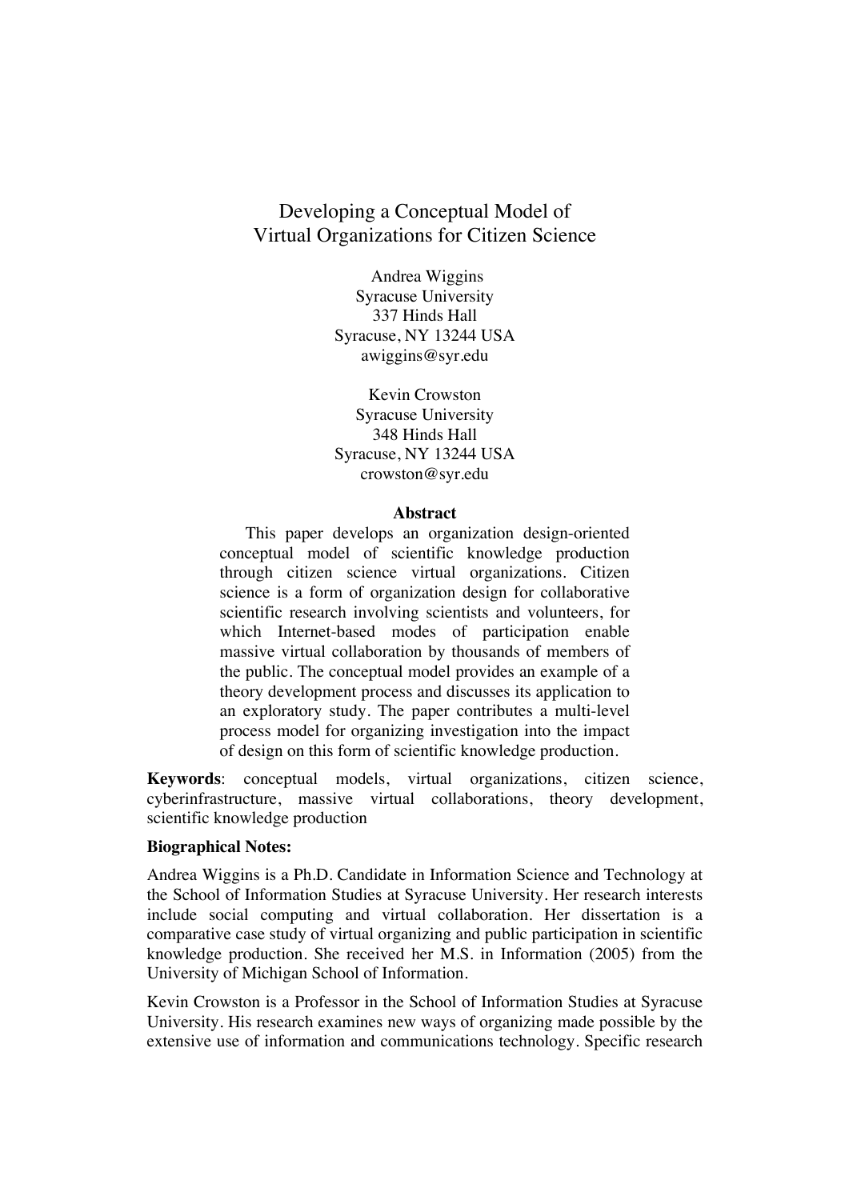# Developing a Conceptual Model of Virtual Organizations for Citizen Science

Andrea Wiggins
Syracuse University
337 Hinds Hall
Syracuse, NY 13244 USA
awiggins@syr.edu

Kevin Crowston
Syracuse University
348 Hinds Hall
Syracuse, NY 13244 USA
crowston@syr.edu

## Abstract

This paper develops an organization design-oriented conceptual model of scientific knowledge production through citizen science virtual organizations. Citizen science is a form of organization design for collaborative scientific research involving scientists and volunteers, for which Internet-based modes of participation enable massive virtual collaboration by thousands of members of the public. The conceptual model provides an example of a theory development process and discusses its application to an exploratory study. The paper contributes a multi-level process model for organizing investigation into the impact of design on this form of scientific knowledge production.

**Keywords**: conceptual models, virtual organizations, citizen science, cyberinfrastructure, massive virtual collaborations, theory development, scientific knowledge production

**Biographical Notes:**

Andrea Wiggins is a Ph.D. Candidate in Information Science and Technology at the School of Information Studies at Syracuse University. Her research interests include social computing and virtual collaboration. Her dissertation is a comparative case study of virtual organizing and public participation in scientific knowledge production. She received her M.S. in Information (2005) from the University of Michigan School of Information.

Kevin Crowston is a Professor in the School of Information Studies at Syracuse University. His research examines new ways of organizing made possible by the extensive use of information and communications technology. Specific research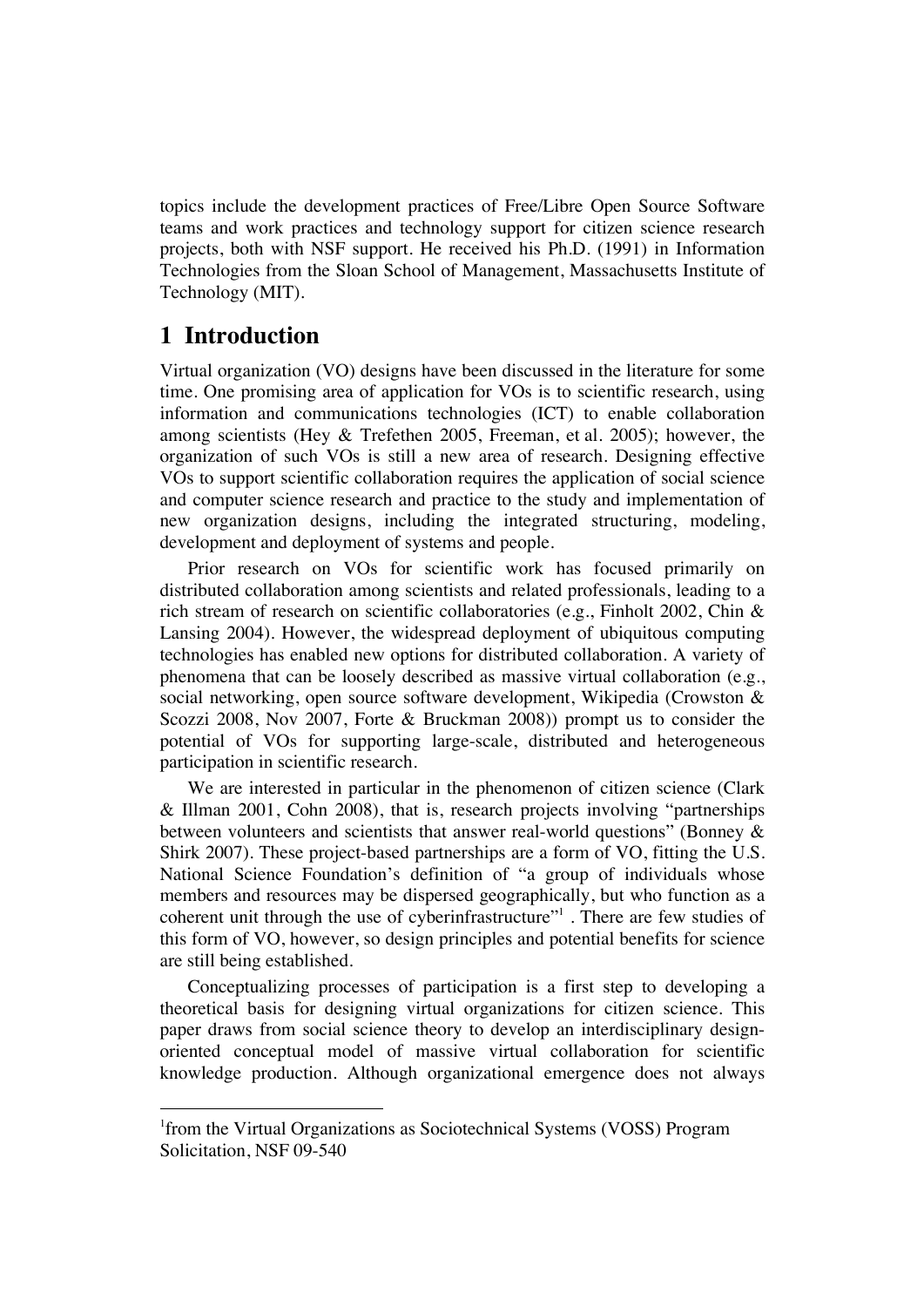topics include the development practices of Free/Libre Open Source Software teams and work practices and technology support for citizen science research projects, both with NSF support. He received his Ph.D. (1991) in Information Technologies from the Sloan School of Management, Massachusetts Institute of Technology (MIT).

## 1 Introduction

Virtual organization (VO) designs have been discussed in the literature for some time. One promising area of application for VOs is to scientific research, using information and communications technologies (ICT) to enable collaboration among scientists (Hey & Trefethen 2005, Freeman, et al. 2005); however, the organization of such VOs is still a new area of research. Designing effective VOs to support scientific collaboration requires the application of social science and computer science research and practice to the study and implementation of new organization designs, including the integrated structuring, modeling, development and deployment of systems and people.

Prior research on VOs for scientific work has focused primarily on distributed collaboration among scientists and related professionals, leading to a rich stream of research on scientific collaboratories (e.g., Finholt 2002, Chin & Lansing 2004). However, the widespread deployment of ubiquitous computing technologies has enabled new options for distributed collaboration. A variety of phenomena that can be loosely described as massive virtual collaboration (e.g., social networking, open source software development, Wikipedia (Crowston & Scozzi 2008, Nov 2007, Forte & Bruckman 2008)) prompt us to consider the potential of VOs for supporting large-scale, distributed and heterogeneous participation in scientific research.

We are interested in particular in the phenomenon of citizen science (Clark & Illman 2001, Cohn 2008), that is, research projects involving "partnerships between volunteers and scientists that answer real-world questions" (Bonney & Shirk 2007). These project-based partnerships are a form of VO, fitting the U.S. National Science Foundation's definition of "a group of individuals whose members and resources may be dispersed geographically, but who function as a coherent unit through the use of cyberinfrastructure"[1] . There are few studies of this form of VO, however, so design principles and potential benefits for science are still being established.

Conceptualizing processes of participation is a first step to developing a theoretical basis for designing virtual organizations for citizen science. This paper draws from social science theory to develop an interdisciplinary design-oriented conceptual model of massive virtual collaboration for scientific knowledge production. Although organizational emergence does not always

[1]from the Virtual Organizations as Sociotechnical Systems (VOSS) Program Solicitation, NSF 09-540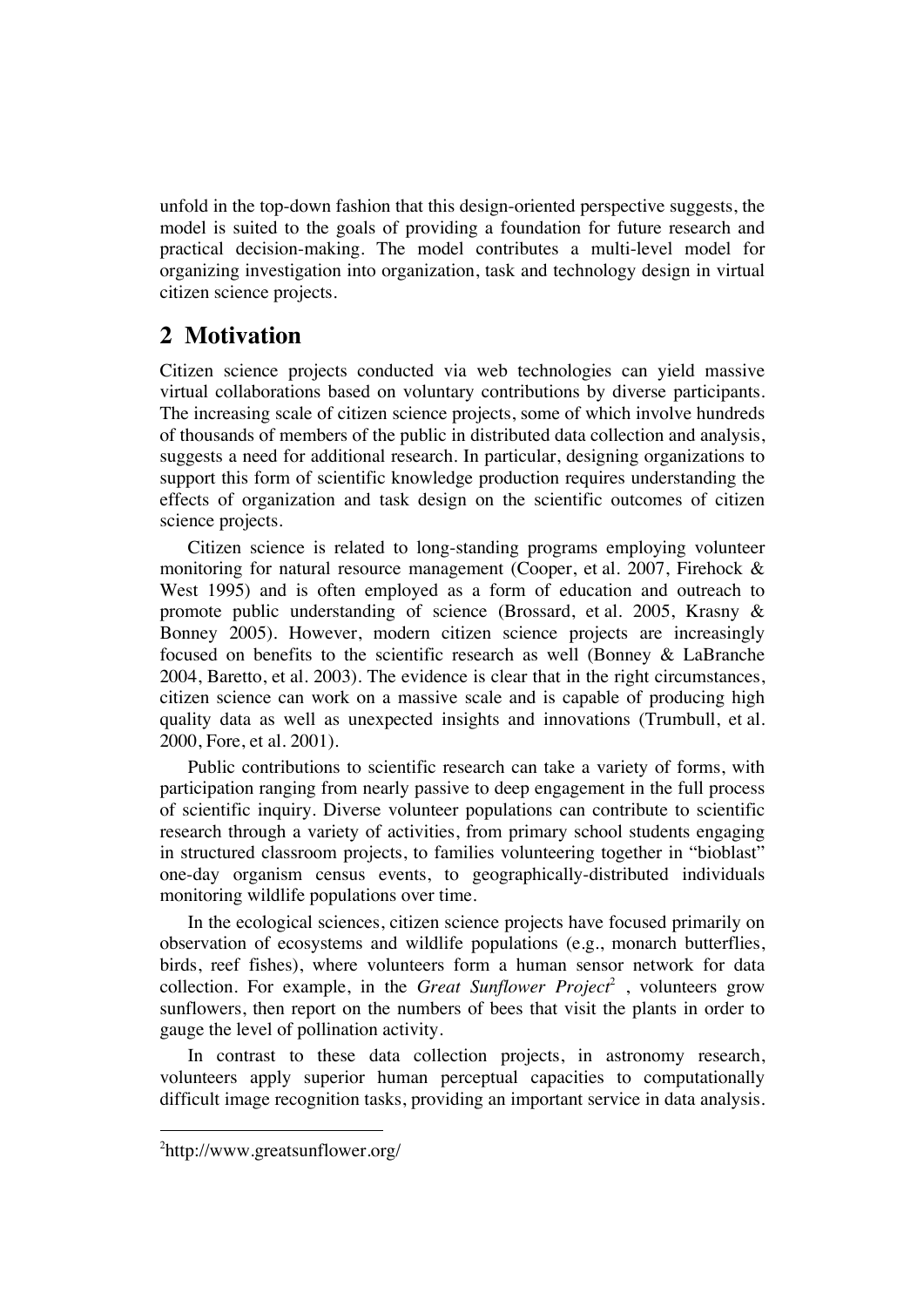unfold in the top-down fashion that this design-oriented perspective suggests, the model is suited to the goals of providing a foundation for future research and practical decision-making. The model contributes a multi-level model for organizing investigation into organization, task and technology design in virtual citizen science projects.

## 2 Motivation

Citizen science projects conducted via web technologies can yield massive virtual collaborations based on voluntary contributions by diverse participants. The increasing scale of citizen science projects, some of which involve hundreds of thousands of members of the public in distributed data collection and analysis, suggests a need for additional research. In particular, designing organizations to support this form of scientific knowledge production requires understanding the effects of organization and task design on the scientific outcomes of citizen science projects.

Citizen science is related to long-standing programs employing volunteer monitoring for natural resource management (Cooper, et al. 2007, Firehock & West 1995) and is often employed as a form of education and outreach to promote public understanding of science (Brossard, et al. 2005, Krasny & Bonney 2005). However, modern citizen science projects are increasingly focused on benefits to the scientific research as well (Bonney & LaBranche 2004, Baretto, et al. 2003). The evidence is clear that in the right circumstances, citizen science can work on a massive scale and is capable of producing high quality data as well as unexpected insights and innovations (Trumbull, et al. 2000, Fore, et al. 2001).

Public contributions to scientific research can take a variety of forms, with participation ranging from nearly passive to deep engagement in the full process of scientific inquiry. Diverse volunteer populations can contribute to scientific research through a variety of activities, from primary school students engaging in structured classroom projects, to families volunteering together in "bioblast" one-day organism census events, to geographically-distributed individuals monitoring wildlife populations over time.

In the ecological sciences, citizen science projects have focused primarily on observation of ecosystems and wildlife populations (e.g., monarch butterflies, birds, reef fishes), where volunteers form a human sensor network for data collection. For example, in the *Great Sunflower Project*[2] , volunteers grow sunflowers, then report on the numbers of bees that visit the plants in order to gauge the level of pollination activity.

In contrast to these data collection projects, in astronomy research, volunteers apply superior human perceptual capacities to computationally difficult image recognition tasks, providing an important service in data analysis.

[2]http://www.greatsunflower.org/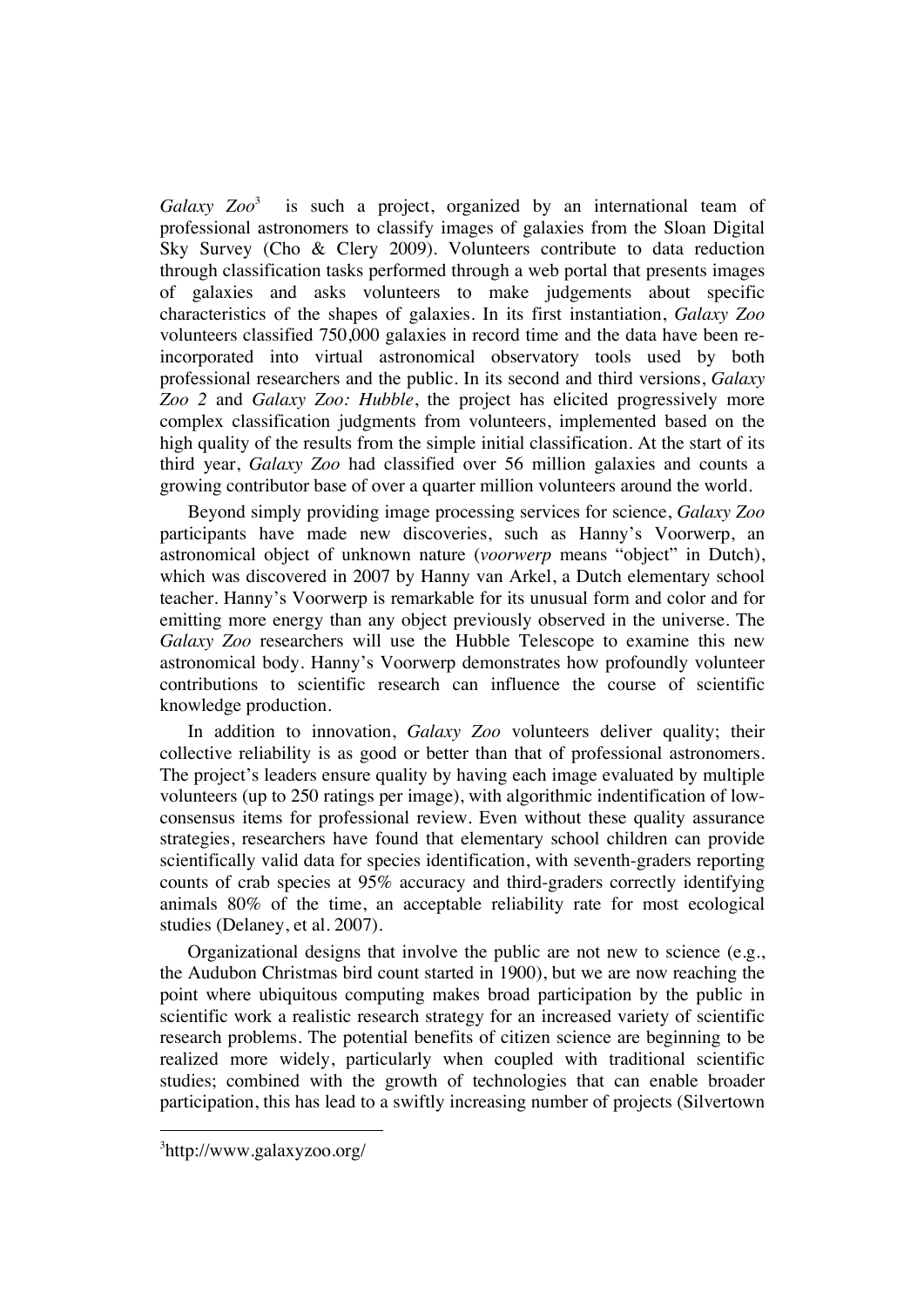*Galaxy Zoo*[3] is such a project, organized by an international team of professional astronomers to classify images of galaxies from the Sloan Digital Sky Survey (Cho & Clery 2009). Volunteers contribute to data reduction through classification tasks performed through a web portal that presents images of galaxies and asks volunteers to make judgements about specific characteristics of the shapes of galaxies. In its first instantiation, *Galaxy Zoo* volunteers classified 750,000 galaxies in record time and the data have been re-incorporated into virtual astronomical observatory tools used by both professional researchers and the public. In its second and third versions, *Galaxy Zoo 2* and *Galaxy Zoo: Hubble*, the project has elicited progressively more complex classification judgments from volunteers, implemented based on the high quality of the results from the simple initial classification. At the start of its third year, *Galaxy Zoo* had classified over 56 million galaxies and counts a growing contributor base of over a quarter million volunteers around the world.

Beyond simply providing image processing services for science, *Galaxy Zoo* participants have made new discoveries, such as Hanny's Voorwerp, an astronomical object of unknown nature (*voorwerp* means "object" in Dutch), which was discovered in 2007 by Hanny van Arkel, a Dutch elementary school teacher. Hanny's Voorwerp is remarkable for its unusual form and color and for emitting more energy than any object previously observed in the universe. The *Galaxy Zoo* researchers will use the Hubble Telescope to examine this new astronomical body. Hanny's Voorwerp demonstrates how profoundly volunteer contributions to scientific research can influence the course of scientific knowledge production.

In addition to innovation, *Galaxy Zoo* volunteers deliver quality; their collective reliability is as good or better than that of professional astronomers. The project's leaders ensure quality by having each image evaluated by multiple volunteers (up to 250 ratings per image), with algorithmic indentification of low-consensus items for professional review. Even without these quality assurance strategies, researchers have found that elementary school children can provide scientifically valid data for species identification, with seventh-graders reporting counts of crab species at 95% accuracy and third-graders correctly identifying animals 80% of the time, an acceptable reliability rate for most ecological studies (Delaney, et al. 2007).

Organizational designs that involve the public are not new to science (e.g., the Audubon Christmas bird count started in 1900), but we are now reaching the point where ubiquitous computing makes broad participation by the public in scientific work a realistic research strategy for an increased variety of scientific research problems. The potential benefits of citizen science are beginning to be realized more widely, particularly when coupled with traditional scientific studies; combined with the growth of technologies that can enable broader participation, this has lead to a swiftly increasing number of projects (Silvertown

[3]http://www.galaxyzoo.org/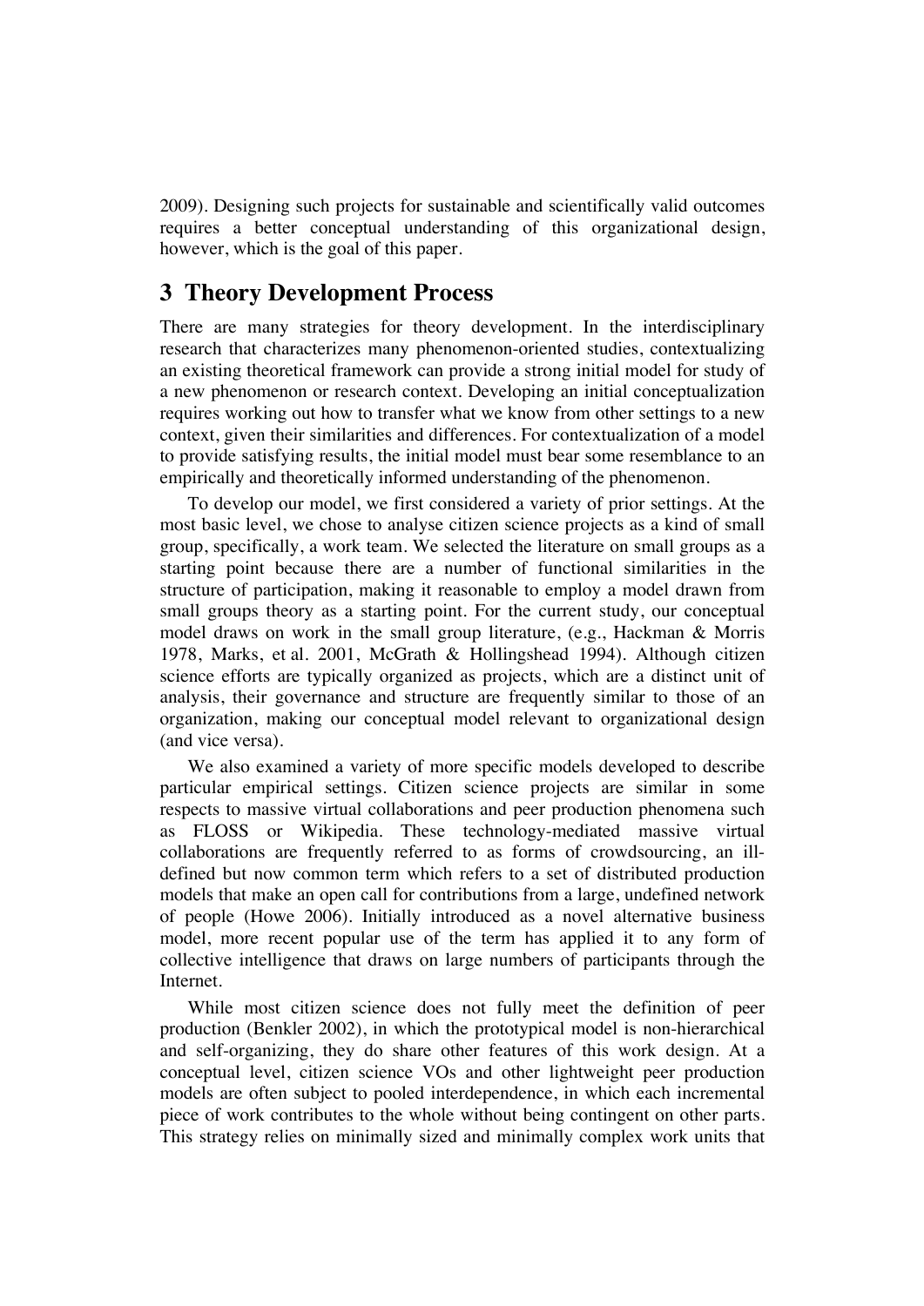2009). Designing such projects for sustainable and scientifically valid outcomes requires a better conceptual understanding of this organizational design, however, which is the goal of this paper.

## 3 Theory Development Process

There are many strategies for theory development. In the interdisciplinary research that characterizes many phenomenon-oriented studies, contextualizing an existing theoretical framework can provide a strong initial model for study of a new phenomenon or research context. Developing an initial conceptualization requires working out how to transfer what we know from other settings to a new context, given their similarities and differences. For contextualization of a model to provide satisfying results, the initial model must bear some resemblance to an empirically and theoretically informed understanding of the phenomenon.

To develop our model, we first considered a variety of prior settings. At the most basic level, we chose to analyse citizen science projects as a kind of small group, specifically, a work team. We selected the literature on small groups as a starting point because there are a number of functional similarities in the structure of participation, making it reasonable to employ a model drawn from small groups theory as a starting point. For the current study, our conceptual model draws on work in the small group literature, (e.g., Hackman & Morris 1978, Marks, et al. 2001, McGrath & Hollingshead 1994). Although citizen science efforts are typically organized as projects, which are a distinct unit of analysis, their governance and structure are frequently similar to those of an organization, making our conceptual model relevant to organizational design (and vice versa).

We also examined a variety of more specific models developed to describe particular empirical settings. Citizen science projects are similar in some respects to massive virtual collaborations and peer production phenomena such as FLOSS or Wikipedia. These technology-mediated massive virtual collaborations are frequently referred to as forms of crowdsourcing, an ill-defined but now common term which refers to a set of distributed production models that make an open call for contributions from a large, undefined network of people (Howe 2006). Initially introduced as a novel alternative business model, more recent popular use of the term has applied it to any form of collective intelligence that draws on large numbers of participants through the Internet.

While most citizen science does not fully meet the definition of peer production (Benkler 2002), in which the prototypical model is non-hierarchical and self-organizing, they do share other features of this work design. At a conceptual level, citizen science VOs and other lightweight peer production models are often subject to pooled interdependence, in which each incremental piece of work contributes to the whole without being contingent on other parts. This strategy relies on minimally sized and minimally complex work units that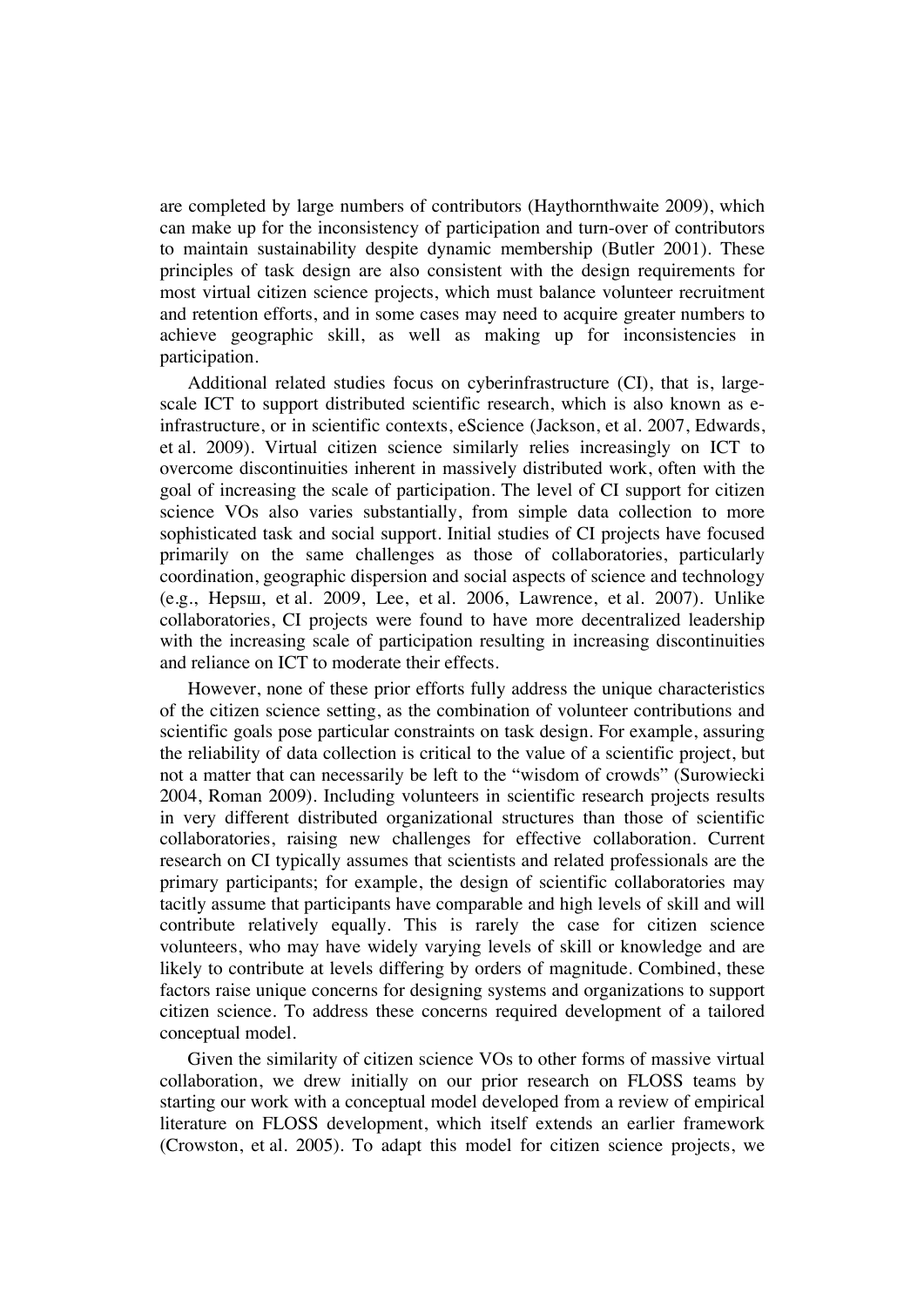are completed by large numbers of contributors (Haythornthwaite 2009), which can make up for the inconsistency of participation and turn-over of contributors to maintain sustainability despite dynamic membership (Butler 2001). These principles of task design are also consistent with the design requirements for most virtual citizen science projects, which must balance volunteer recruitment and retention efforts, and in some cases may need to acquire greater numbers to achieve geographic skill, as well as making up for inconsistencies in participation.

Additional related studies focus on cyberinfrastructure (CI), that is, large-scale ICT to support distributed scientific research, which is also known as e-infrastructure, or in scientific contexts, eScience (Jackson, et al. 2007, Edwards, et al. 2009). Virtual citizen science similarly relies increasingly on ICT to overcome discontinuities inherent in massively distributed work, often with the goal of increasing the scale of participation. The level of CI support for citizen science VOs also varies substantially, from simple data collection to more sophisticated task and social support. Initial studies of CI projects have focused primarily on the same challenges as those of collaboratories, particularly coordination, geographic dispersion and social aspects of science and technology (e.g., Hepsш, et al. 2009, Lee, et al. 2006, Lawrence, et al. 2007). Unlike collaboratories, CI projects were found to have more decentralized leadership with the increasing scale of participation resulting in increasing discontinuities and reliance on ICT to moderate their effects.

However, none of these prior efforts fully address the unique characteristics of the citizen science setting, as the combination of volunteer contributions and scientific goals pose particular constraints on task design. For example, assuring the reliability of data collection is critical to the value of a scientific project, but not a matter that can necessarily be left to the "wisdom of crowds" (Surowiecki 2004, Roman 2009). Including volunteers in scientific research projects results in very different distributed organizational structures than those of scientific collaboratories, raising new challenges for effective collaboration. Current research on CI typically assumes that scientists and related professionals are the primary participants; for example, the design of scientific collaboratories may tacitly assume that participants have comparable and high levels of skill and will contribute relatively equally. This is rarely the case for citizen science volunteers, who may have widely varying levels of skill or knowledge and are likely to contribute at levels differing by orders of magnitude. Combined, these factors raise unique concerns for designing systems and organizations to support citizen science. To address these concerns required development of a tailored conceptual model.

Given the similarity of citizen science VOs to other forms of massive virtual collaboration, we drew initially on our prior research on FLOSS teams by starting our work with a conceptual model developed from a review of empirical literature on FLOSS development, which itself extends an earlier framework (Crowston, et al. 2005). To adapt this model for citizen science projects, we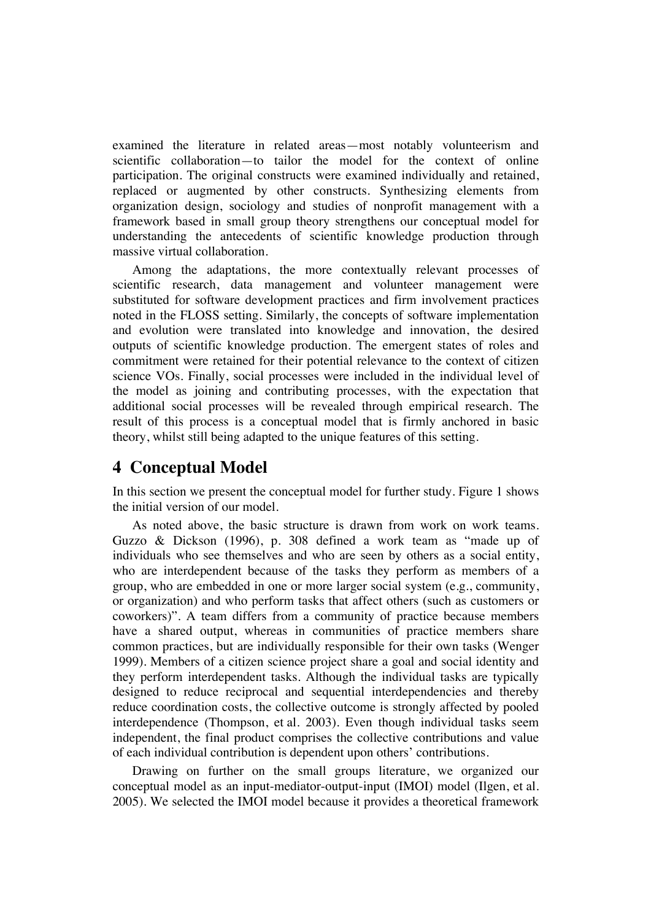examined the literature in related areas—most notably volunteerism and scientific collaboration—to tailor the model for the context of online participation. The original constructs were examined individually and retained, replaced or augmented by other constructs. Synthesizing elements from organization design, sociology and studies of nonprofit management with a framework based in small group theory strengthens our conceptual model for understanding the antecedents of scientific knowledge production through massive virtual collaboration.

Among the adaptations, the more contextually relevant processes of scientific research, data management and volunteer management were substituted for software development practices and firm involvement practices noted in the FLOSS setting. Similarly, the concepts of software implementation and evolution were translated into knowledge and innovation, the desired outputs of scientific knowledge production. The emergent states of roles and commitment were retained for their potential relevance to the context of citizen science VOs. Finally, social processes were included in the individual level of the model as joining and contributing processes, with the expectation that additional social processes will be revealed through empirical research. The result of this process is a conceptual model that is firmly anchored in basic theory, whilst still being adapted to the unique features of this setting.

# 4 Conceptual Model

In this section we present the conceptual model for further study. Figure 1 shows the initial version of our model.

As noted above, the basic structure is drawn from work on work teams. Guzzo & Dickson (1996), p. 308 defined a work team as "made up of individuals who see themselves and who are seen by others as a social entity, who are interdependent because of the tasks they perform as members of a group, who are embedded in one or more larger social system (e.g., community, or organization) and who perform tasks that affect others (such as customers or coworkers)". A team differs from a community of practice because members have a shared output, whereas in communities of practice members share common practices, but are individually responsible for their own tasks (Wenger 1999). Members of a citizen science project share a goal and social identity and they perform interdependent tasks. Although the individual tasks are typically designed to reduce reciprocal and sequential interdependencies and thereby reduce coordination costs, the collective outcome is strongly affected by pooled interdependence (Thompson, et al. 2003). Even though individual tasks seem independent, the final product comprises the collective contributions and value of each individual contribution is dependent upon others' contributions.

Drawing on further on the small groups literature, we organized our conceptual model as an input-mediator-output-input (IMOI) model (Ilgen, et al. 2005). We selected the IMOI model because it provides a theoretical framework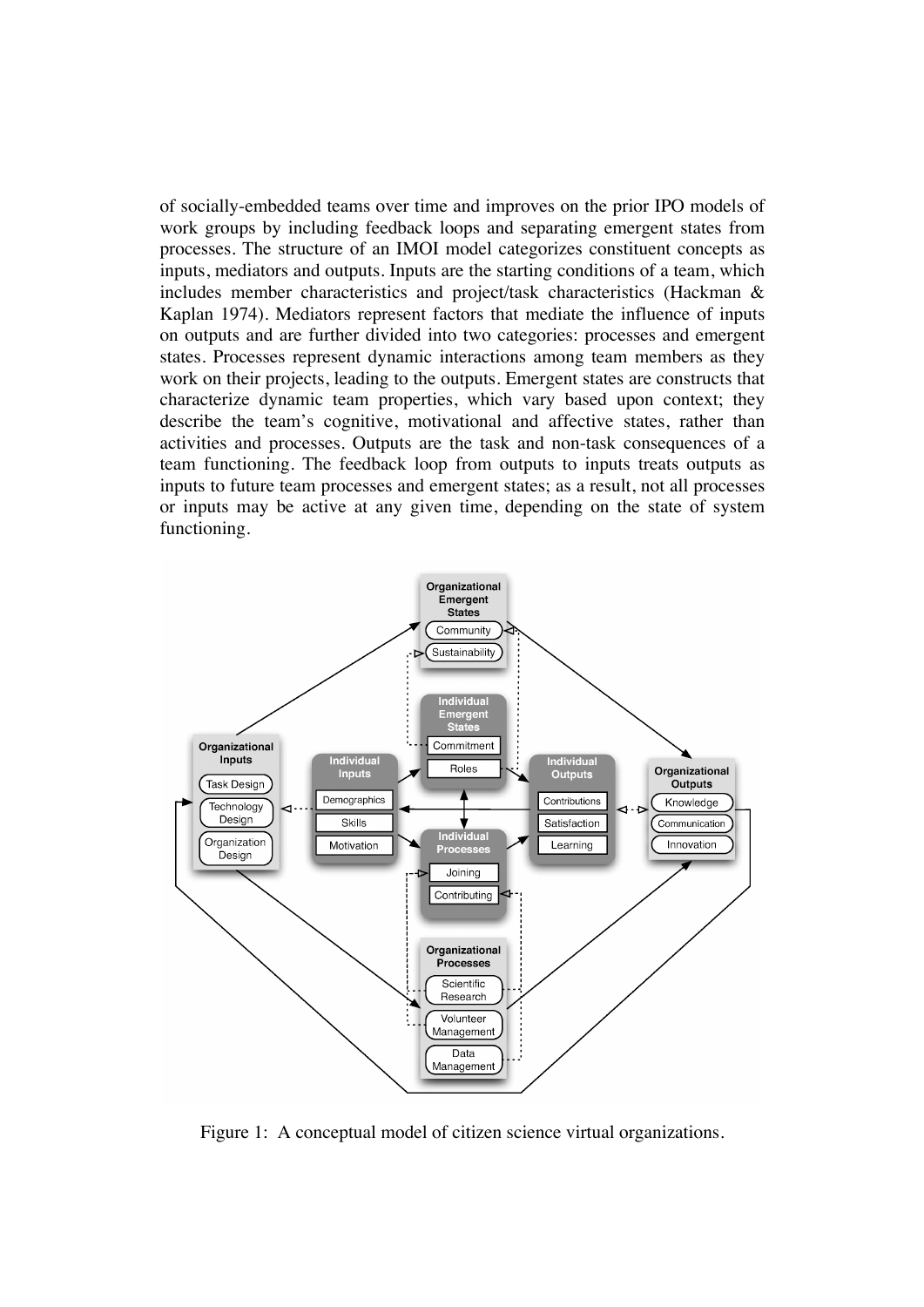of socially-embedded teams over time and improves on the prior IPO models of work groups by including feedback loops and separating emergent states from processes. The structure of an IMOI model categorizes constituent concepts as inputs, mediators and outputs. Inputs are the starting conditions of a team, which includes member characteristics and project/task characteristics (Hackman & Kaplan 1974). Mediators represent factors that mediate the influence of inputs on outputs and are further divided into two categories: processes and emergent states. Processes represent dynamic interactions among team members as they work on their projects, leading to the outputs. Emergent states are constructs that characterize dynamic team properties, which vary based upon context; they describe the team's cognitive, motivational and affective states, rather than activities and processes. Outputs are the task and non-task consequences of a team functioning. The feedback loop from outputs to inputs treats outputs as inputs to future team processes and emergent states; as a result, not all processes or inputs may be active at any given time, depending on the state of system functioning.

Figure 1: A conceptual model of citizen science virtual organizations.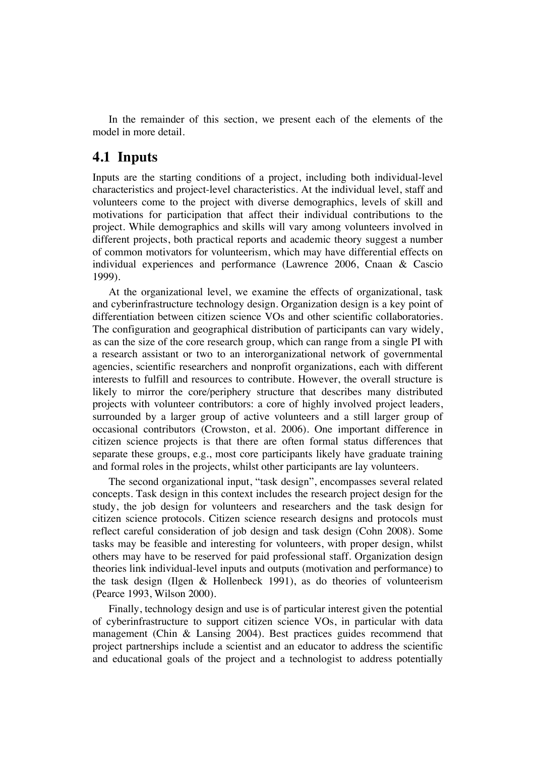In the remainder of this section, we present each of the elements of the model in more detail.

## 4.1 Inputs

Inputs are the starting conditions of a project, including both individual-level characteristics and project-level characteristics. At the individual level, staff and volunteers come to the project with diverse demographics, levels of skill and motivations for participation that affect their individual contributions to the project. While demographics and skills will vary among volunteers involved in different projects, both practical reports and academic theory suggest a number of common motivators for volunteerism, which may have differential effects on individual experiences and performance (Lawrence 2006, Cnaan & Cascio 1999).

At the organizational level, we examine the effects of organizational, task and cyberinfrastructure technology design. Organization design is a key point of differentiation between citizen science VOs and other scientific collaboratories. The configuration and geographical distribution of participants can vary widely, as can the size of the core research group, which can range from a single PI with a research assistant or two to an interorganizational network of governmental agencies, scientific researchers and nonprofit organizations, each with different interests to fulfill and resources to contribute. However, the overall structure is likely to mirror the core/periphery structure that describes many distributed projects with volunteer contributors: a core of highly involved project leaders, surrounded by a larger group of active volunteers and a still larger group of occasional contributors (Crowston, et al. 2006). One important difference in citizen science projects is that there are often formal status differences that separate these groups, e.g., most core participants likely have graduate training and formal roles in the projects, whilst other participants are lay volunteers.

The second organizational input, "task design", encompasses several related concepts. Task design in this context includes the research project design for the study, the job design for volunteers and researchers and the task design for citizen science protocols. Citizen science research designs and protocols must reflect careful consideration of job design and task design (Cohn 2008). Some tasks may be feasible and interesting for volunteers, with proper design, whilst others may have to be reserved for paid professional staff. Organization design theories link individual-level inputs and outputs (motivation and performance) to the task design (Ilgen & Hollenbeck 1991), as do theories of volunteerism (Pearce 1993, Wilson 2000).

Finally, technology design and use is of particular interest given the potential of cyberinfrastructure to support citizen science VOs, in particular with data management (Chin & Lansing 2004). Best practices guides recommend that project partnerships include a scientist and an educator to address the scientific and educational goals of the project and a technologist to address potentially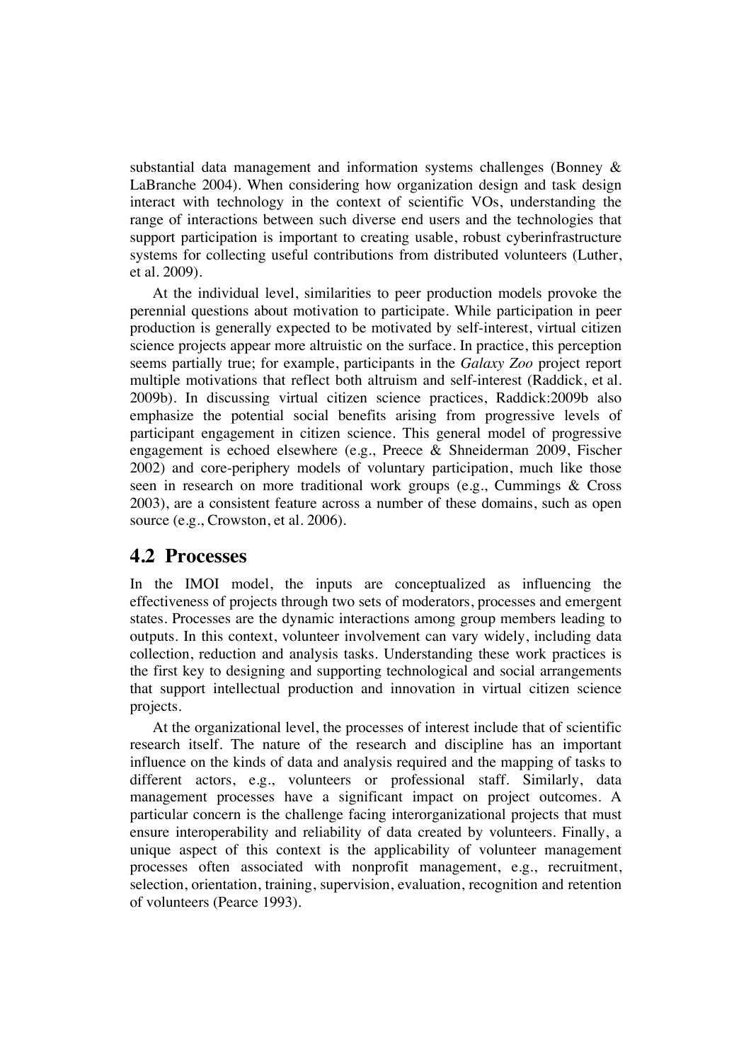substantial data management and information systems challenges (Bonney & LaBranche 2004). When considering how organization design and task design interact with technology in the context of scientific VOs, understanding the range of interactions between such diverse end users and the technologies that support participation is important to creating usable, robust cyberinfrastructure systems for collecting useful contributions from distributed volunteers (Luther, et al. 2009).

At the individual level, similarities to peer production models provoke the perennial questions about motivation to participate. While participation in peer production is generally expected to be motivated by self-interest, virtual citizen science projects appear more altruistic on the surface. In practice, this perception seems partially true; for example, participants in the *Galaxy Zoo* project report multiple motivations that reflect both altruism and self-interest (Raddick, et al. 2009b). In discussing virtual citizen science practices, Raddick:2009b also emphasize the potential social benefits arising from progressive levels of participant engagement in citizen science. This general model of progressive engagement is echoed elsewhere (e.g., Preece & Shneiderman 2009, Fischer 2002) and core-periphery models of voluntary participation, much like those seen in research on more traditional work groups (e.g., Cummings & Cross 2003), are a consistent feature across a number of these domains, such as open source (e.g., Crowston, et al. 2006).

## 4.2 Processes

In the IMOI model, the inputs are conceptualized as influencing the effectiveness of projects through two sets of moderators, processes and emergent states. Processes are the dynamic interactions among group members leading to outputs. In this context, volunteer involvement can vary widely, including data collection, reduction and analysis tasks. Understanding these work practices is the first key to designing and supporting technological and social arrangements that support intellectual production and innovation in virtual citizen science projects.

At the organizational level, the processes of interest include that of scientific research itself. The nature of the research and discipline has an important influence on the kinds of data and analysis required and the mapping of tasks to different actors, e.g., volunteers or professional staff. Similarly, data management processes have a significant impact on project outcomes. A particular concern is the challenge facing interorganizational projects that must ensure interoperability and reliability of data created by volunteers. Finally, a unique aspect of this context is the applicability of volunteer management processes often associated with nonprofit management, e.g., recruitment, selection, orientation, training, supervision, evaluation, recognition and retention of volunteers (Pearce 1993).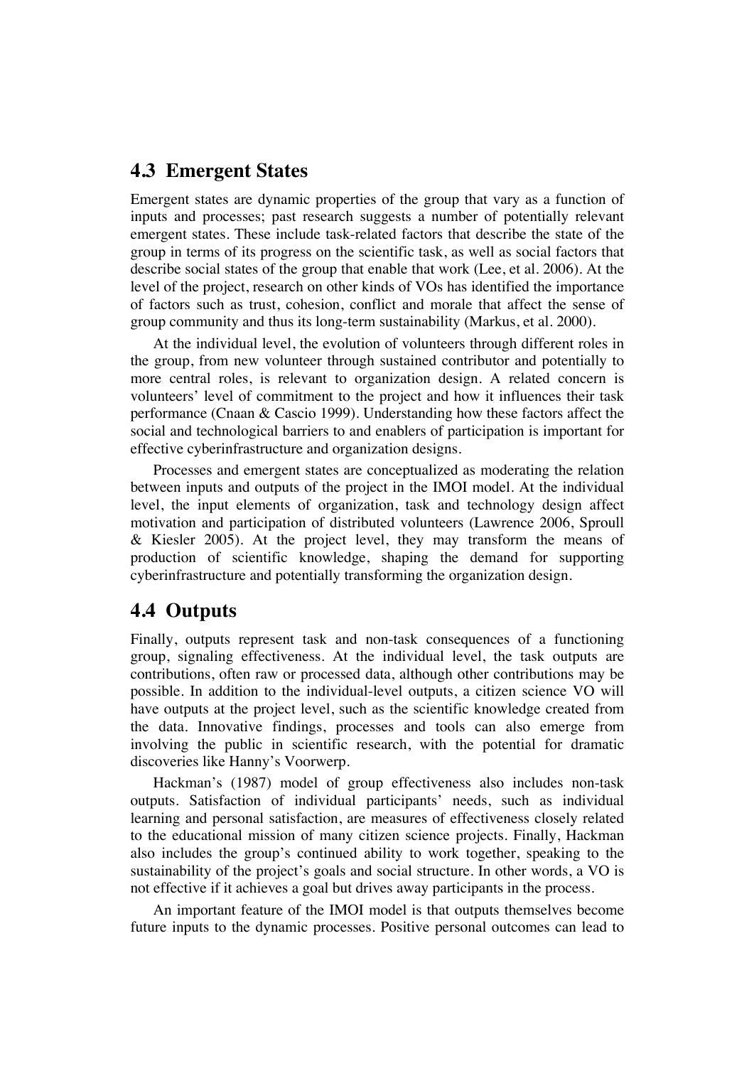## 4.3 Emergent States

Emergent states are dynamic properties of the group that vary as a function of inputs and processes; past research suggests a number of potentially relevant emergent states. These include task-related factors that describe the state of the group in terms of its progress on the scientific task, as well as social factors that describe social states of the group that enable that work (Lee, et al. 2006). At the level of the project, research on other kinds of VOs has identified the importance of factors such as trust, cohesion, conflict and morale that affect the sense of group community and thus its long-term sustainability (Markus, et al. 2000).

At the individual level, the evolution of volunteers through different roles in the group, from new volunteer through sustained contributor and potentially to more central roles, is relevant to organization design. A related concern is volunteers' level of commitment to the project and how it influences their task performance (Cnaan & Cascio 1999). Understanding how these factors affect the social and technological barriers to and enablers of participation is important for effective cyberinfrastructure and organization designs.

Processes and emergent states are conceptualized as moderating the relation between inputs and outputs of the project in the IMOI model. At the individual level, the input elements of organization, task and technology design affect motivation and participation of distributed volunteers (Lawrence 2006, Sproull & Kiesler 2005). At the project level, they may transform the means of production of scientific knowledge, shaping the demand for supporting cyberinfrastructure and potentially transforming the organization design.

## 4.4 Outputs

Finally, outputs represent task and non-task consequences of a functioning group, signaling effectiveness. At the individual level, the task outputs are contributions, often raw or processed data, although other contributions may be possible. In addition to the individual-level outputs, a citizen science VO will have outputs at the project level, such as the scientific knowledge created from the data. Innovative findings, processes and tools can also emerge from involving the public in scientific research, with the potential for dramatic discoveries like Hanny's Voorwerp.

Hackman's (1987) model of group effectiveness also includes non-task outputs. Satisfaction of individual participants' needs, such as individual learning and personal satisfaction, are measures of effectiveness closely related to the educational mission of many citizen science projects. Finally, Hackman also includes the group's continued ability to work together, speaking to the sustainability of the project's goals and social structure. In other words, a VO is not effective if it achieves a goal but drives away participants in the process.

An important feature of the IMOI model is that outputs themselves become future inputs to the dynamic processes. Positive personal outcomes can lead to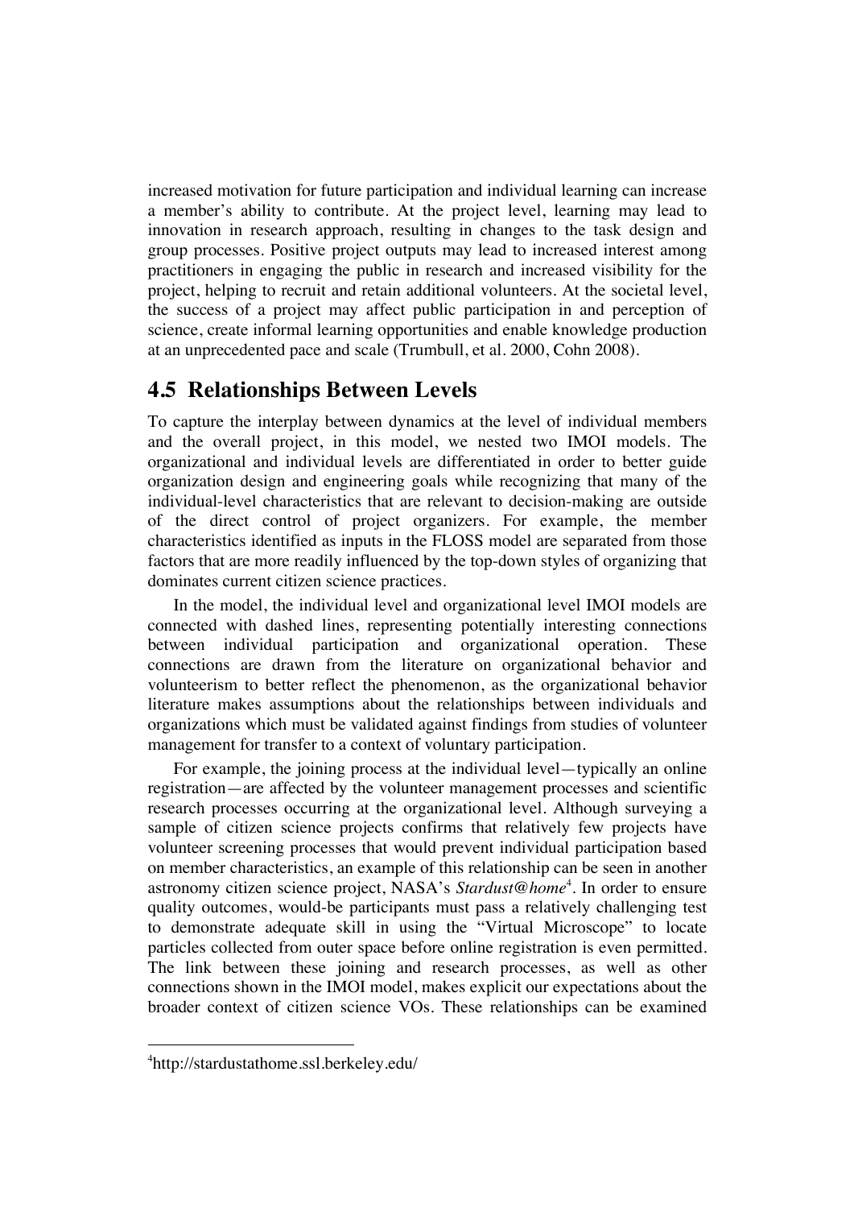increased motivation for future participation and individual learning can increase a member's ability to contribute. At the project level, learning may lead to innovation in research approach, resulting in changes to the task design and group processes. Positive project outputs may lead to increased interest among practitioners in engaging the public in research and increased visibility for the project, helping to recruit and retain additional volunteers. At the societal level, the success of a project may affect public participation in and perception of science, create informal learning opportunities and enable knowledge production at an unprecedented pace and scale (Trumbull, et al. 2000, Cohn 2008).

## 4.5 Relationships Between Levels

To capture the interplay between dynamics at the level of individual members and the overall project, in this model, we nested two IMOI models. The organizational and individual levels are differentiated in order to better guide organization design and engineering goals while recognizing that many of the individual-level characteristics that are relevant to decision-making are outside of the direct control of project organizers. For example, the member characteristics identified as inputs in the FLOSS model are separated from those factors that are more readily influenced by the top-down styles of organizing that dominates current citizen science practices.

In the model, the individual level and organizational level IMOI models are connected with dashed lines, representing potentially interesting connections between individual participation and organizational operation. These connections are drawn from the literature on organizational behavior and volunteerism to better reflect the phenomenon, as the organizational behavior literature makes assumptions about the relationships between individuals and organizations which must be validated against findings from studies of volunteer management for transfer to a context of voluntary participation.

For example, the joining process at the individual level—typically an online registration—are affected by the volunteer management processes and scientific research processes occurring at the organizational level. Although surveying a sample of citizen science projects confirms that relatively few projects have volunteer screening processes that would prevent individual participation based on member characteristics, an example of this relationship can be seen in another astronomy citizen science project, NASA's *Stardust@home*[4]. In order to ensure quality outcomes, would-be participants must pass a relatively challenging test to demonstrate adequate skill in using the "Virtual Microscope" to locate particles collected from outer space before online registration is even permitted. The link between these joining and research processes, as well as other connections shown in the IMOI model, makes explicit our expectations about the broader context of citizen science VOs. These relationships can be examined

[4]http://stardustathome.ssl.berkeley.edu/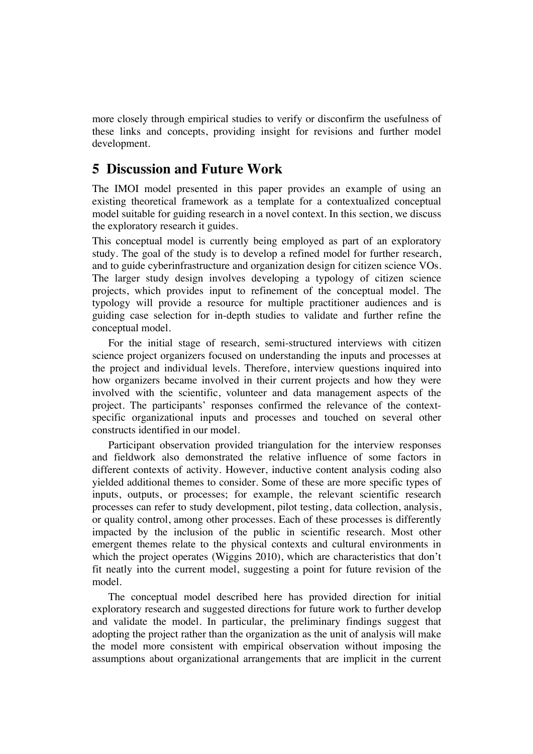more closely through empirical studies to verify or disconfirm the usefulness of these links and concepts, providing insight for revisions and further model development.

## 5 Discussion and Future Work

The IMOI model presented in this paper provides an example of using an existing theoretical framework as a template for a contextualized conceptual model suitable for guiding research in a novel context. In this section, we discuss the exploratory research it guides.

This conceptual model is currently being employed as part of an exploratory study. The goal of the study is to develop a refined model for further research, and to guide cyberinfrastructure and organization design for citizen science VOs. The larger study design involves developing a typology of citizen science projects, which provides input to refinement of the conceptual model. The typology will provide a resource for multiple practitioner audiences and is guiding case selection for in-depth studies to validate and further refine the conceptual model.

For the initial stage of research, semi-structured interviews with citizen science project organizers focused on understanding the inputs and processes at the project and individual levels. Therefore, interview questions inquired into how organizers became involved in their current projects and how they were involved with the scientific, volunteer and data management aspects of the project. The participants' responses confirmed the relevance of the context-specific organizational inputs and processes and touched on several other constructs identified in our model.

Participant observation provided triangulation for the interview responses and fieldwork also demonstrated the relative influence of some factors in different contexts of activity. However, inductive content analysis coding also yielded additional themes to consider. Some of these are more specific types of inputs, outputs, or processes; for example, the relevant scientific research processes can refer to study development, pilot testing, data collection, analysis, or quality control, among other processes. Each of these processes is differently impacted by the inclusion of the public in scientific research. Most other emergent themes relate to the physical contexts and cultural environments in which the project operates (Wiggins 2010), which are characteristics that don't fit neatly into the current model, suggesting a point for future revision of the model.

The conceptual model described here has provided direction for initial exploratory research and suggested directions for future work to further develop and validate the model. In particular, the preliminary findings suggest that adopting the project rather than the organization as the unit of analysis will make the model more consistent with empirical observation without imposing the assumptions about organizational arrangements that are implicit in the current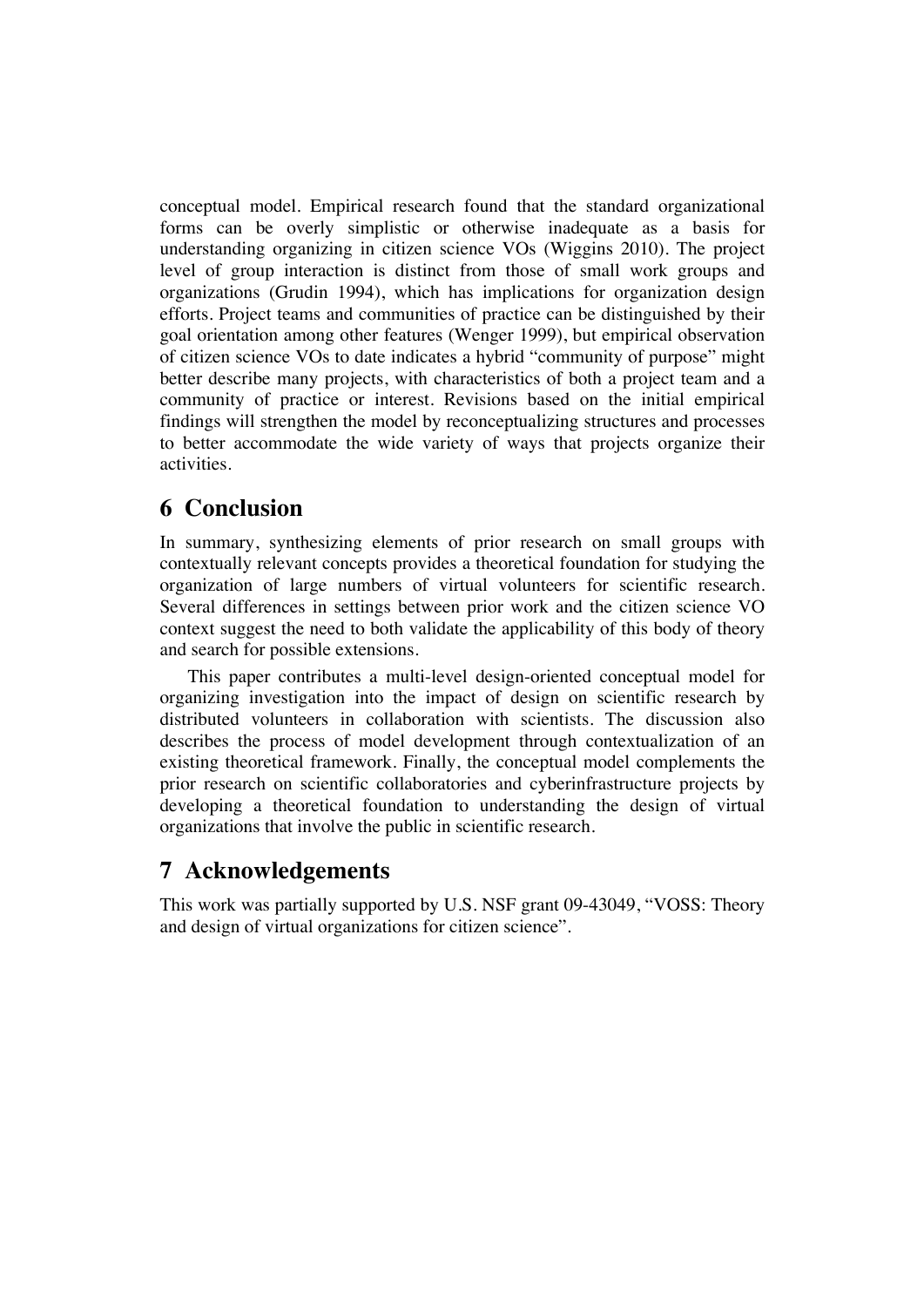conceptual model. Empirical research found that the standard organizational forms can be overly simplistic or otherwise inadequate as a basis for understanding organizing in citizen science VOs (Wiggins 2010). The project level of group interaction is distinct from those of small work groups and organizations (Grudin 1994), which has implications for organization design efforts. Project teams and communities of practice can be distinguished by their goal orientation among other features (Wenger 1999), but empirical observation of citizen science VOs to date indicates a hybrid "community of purpose" might better describe many projects, with characteristics of both a project team and a community of practice or interest. Revisions based on the initial empirical findings will strengthen the model by reconceptualizing structures and processes to better accommodate the wide variety of ways that projects organize their activities.

## 6 Conclusion

In summary, synthesizing elements of prior research on small groups with contextually relevant concepts provides a theoretical foundation for studying the organization of large numbers of virtual volunteers for scientific research. Several differences in settings between prior work and the citizen science VO context suggest the need to both validate the applicability of this body of theory and search for possible extensions.

This paper contributes a multi-level design-oriented conceptual model for organizing investigation into the impact of design on scientific research by distributed volunteers in collaboration with scientists. The discussion also describes the process of model development through contextualization of an existing theoretical framework. Finally, the conceptual model complements the prior research on scientific collaboratories and cyberinfrastructure projects by developing a theoretical foundation to understanding the design of virtual organizations that involve the public in scientific research.

## 7 Acknowledgements

This work was partially supported by U.S. NSF grant 09-43049, "VOSS: Theory and design of virtual organizations for citizen science".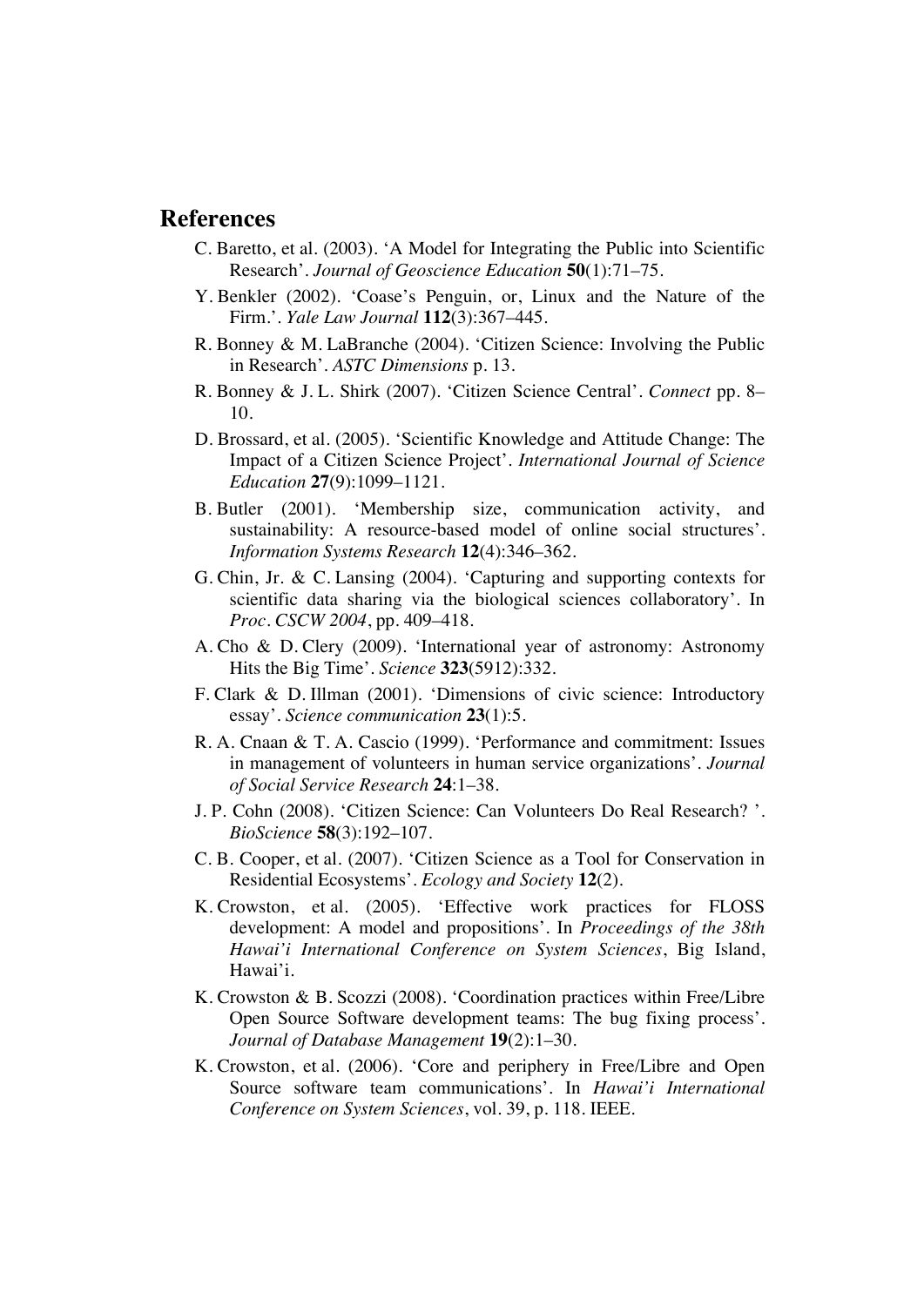## References

C. Baretto, et al. (2003). 'A Model for Integrating the Public into Scientific Research'. *Journal of Geoscience Education* **50**(1):71–75.

Y. Benkler (2002). 'Coase's Penguin, or, Linux and the Nature of the Firm.'. *Yale Law Journal* **112**(3):367–445.

R. Bonney & M. LaBranche (2004). 'Citizen Science: Involving the Public in Research'. *ASTC Dimensions* p. 13.

R. Bonney & J. L. Shirk (2007). 'Citizen Science Central'. *Connect* pp. 8–10.

D. Brossard, et al. (2005). 'Scientific Knowledge and Attitude Change: The Impact of a Citizen Science Project'. *International Journal of Science Education* **27**(9):1099–1121.

B. Butler (2001). 'Membership size, communication activity, and sustainability: A resource-based model of online social structures'. *Information Systems Research* **12**(4):346–362.

G. Chin, Jr. & C. Lansing (2004). 'Capturing and supporting contexts for scientific data sharing via the biological sciences collaboratory'. In *Proc. CSCW 2004*, pp. 409–418.

A. Cho & D. Clery (2009). 'International year of astronomy: Astronomy Hits the Big Time'. *Science* **323**(5912):332.

F. Clark & D. Illman (2001). 'Dimensions of civic science: Introductory essay'. *Science communication* **23**(1):5.

R. A. Cnaan & T. A. Cascio (1999). 'Performance and commitment: Issues in management of volunteers in human service organizations'. *Journal of Social Service Research* **24**:1–38.

J. P. Cohn (2008). 'Citizen Science: Can Volunteers Do Real Research? '. *BioScience* **58**(3):192–107.

C. B. Cooper, et al. (2007). 'Citizen Science as a Tool for Conservation in Residential Ecosystems'. *Ecology and Society* **12**(2).

K. Crowston, et al. (2005). 'Effective work practices for FLOSS development: A model and propositions'. In *Proceedings of the 38th Hawai'i International Conference on System Sciences*, Big Island, Hawai'i.

K. Crowston & B. Scozzi (2008). 'Coordination practices within Free/Libre Open Source Software development teams: The bug fixing process'. *Journal of Database Management* **19**(2):1–30.

K. Crowston, et al. (2006). 'Core and periphery in Free/Libre and Open Source software team communications'. In *Hawai'i International Conference on System Sciences*, vol. 39, p. 118. IEEE.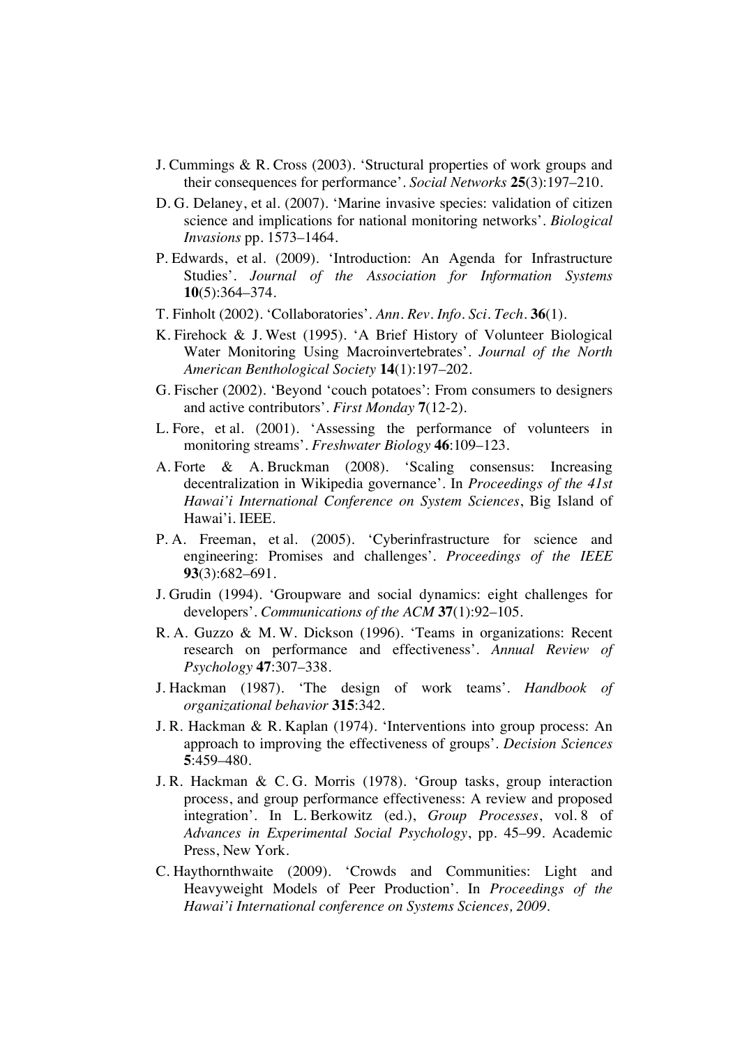J. Cummings & R. Cross (2003). 'Structural properties of work groups and their consequences for performance'. *Social Networks* **25**(3):197–210.

D. G. Delaney, et al. (2007). 'Marine invasive species: validation of citizen science and implications for national monitoring networks'. *Biological Invasions* pp. 1573–1464.

P. Edwards, et al. (2009). 'Introduction: An Agenda for Infrastructure Studies'. *Journal of the Association for Information Systems* **10**(5):364–374.

T. Finholt (2002). 'Collaboratories'. *Ann. Rev. Info. Sci. Tech.* **36**(1).

K. Firehock & J. West (1995). 'A Brief History of Volunteer Biological Water Monitoring Using Macroinvertebrates'. *Journal of the North American Benthological Society* **14**(1):197–202.

G. Fischer (2002). 'Beyond 'couch potatoes': From consumers to designers and active contributors'. *First Monday* **7**(12-2).

L. Fore, et al. (2001). 'Assessing the performance of volunteers in monitoring streams'. *Freshwater Biology* **46**:109–123.

A. Forte & A. Bruckman (2008). 'Scaling consensus: Increasing decentralization in Wikipedia governance'. In *Proceedings of the 41st Hawai'i International Conference on System Sciences*, Big Island of Hawai'i. IEEE.

P. A. Freeman, et al. (2005). 'Cyberinfrastructure for science and engineering: Promises and challenges'. *Proceedings of the IEEE* **93**(3):682–691.

J. Grudin (1994). 'Groupware and social dynamics: eight challenges for developers'. *Communications of the ACM* **37**(1):92–105.

R. A. Guzzo & M. W. Dickson (1996). 'Teams in organizations: Recent research on performance and effectiveness'. *Annual Review of Psychology* **47**:307–338.

J. Hackman (1987). 'The design of work teams'. *Handbook of organizational behavior* **315**:342.

J. R. Hackman & R. Kaplan (1974). 'Interventions into group process: An approach to improving the effectiveness of groups'. *Decision Sciences* **5**:459–480.

J. R. Hackman & C. G. Morris (1978). 'Group tasks, group interaction process, and group performance effectiveness: A review and proposed integration'. In L. Berkowitz (ed.), *Group Processes*, vol. 8 of *Advances in Experimental Social Psychology*, pp. 45–99. Academic Press, New York.

C. Haythornthwaite (2009). 'Crowds and Communities: Light and Heavyweight Models of Peer Production'. In *Proceedings of the Hawai'i International conference on Systems Sciences, 2009*.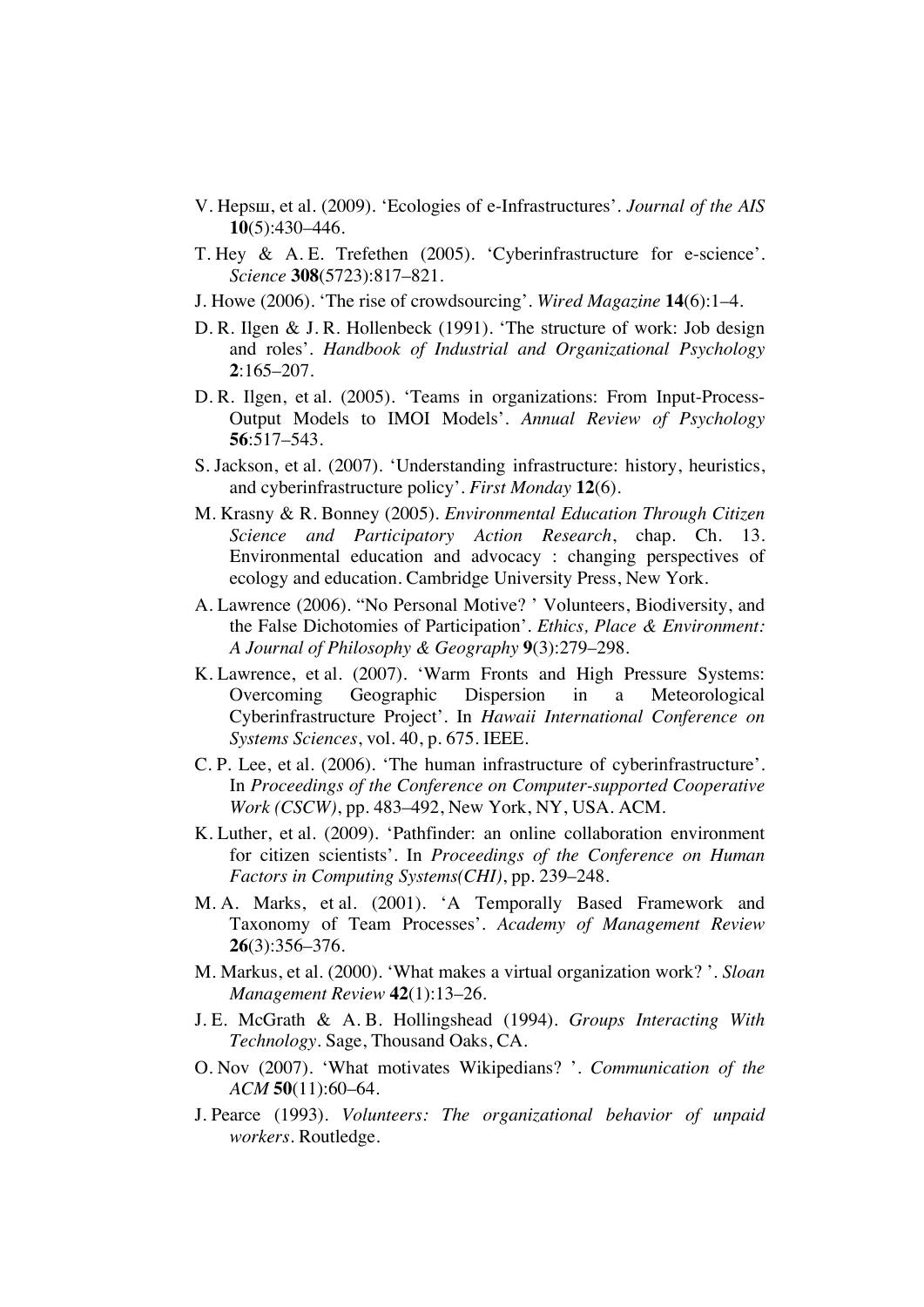V. Hepsш, et al. (2009). 'Ecologies of e-Infrastructures'. *Journal of the AIS* **10**(5):430–446.

T. Hey & A. E. Trefethen (2005). 'Cyberinfrastructure for e-science'. *Science* **308**(5723):817–821.

J. Howe (2006). 'The rise of crowdsourcing'. *Wired Magazine* **14**(6):1–4.

D. R. Ilgen & J. R. Hollenbeck (1991). 'The structure of work: Job design and roles'. *Handbook of Industrial and Organizational Psychology* **2**:165–207.

D. R. Ilgen, et al. (2005). 'Teams in organizations: From Input-Process-Output Models to IMOI Models'. *Annual Review of Psychology* **56**:517–543.

S. Jackson, et al. (2007). 'Understanding infrastructure: history, heuristics, and cyberinfrastructure policy'. *First Monday* **12**(6).

M. Krasny & R. Bonney (2005). *Environmental Education Through Citizen Science and Participatory Action Research*, chap. Ch. 13. Environmental education and advocacy : changing perspectives of ecology and education. Cambridge University Press, New York.

A. Lawrence (2006). "No Personal Motive? ' Volunteers, Biodiversity, and the False Dichotomies of Participation'. *Ethics, Place & Environment: A Journal of Philosophy & Geography* **9**(3):279–298.

K. Lawrence, et al. (2007). 'Warm Fronts and High Pressure Systems: Overcoming Geographic Dispersion in a Meteorological Cyberinfrastructure Project'. In *Hawaii International Conference on Systems Sciences*, vol. 40, p. 675. IEEE.

C. P. Lee, et al. (2006). 'The human infrastructure of cyberinfrastructure'. In *Proceedings of the Conference on Computer-supported Cooperative Work (CSCW)*, pp. 483–492, New York, NY, USA. ACM.

K. Luther, et al. (2009). 'Pathfinder: an online collaboration environment for citizen scientists'. In *Proceedings of the Conference on Human Factors in Computing Systems(CHI)*, pp. 239–248.

M. A. Marks, et al. (2001). 'A Temporally Based Framework and Taxonomy of Team Processes'. *Academy of Management Review* **26**(3):356–376.

M. Markus, et al. (2000). 'What makes a virtual organization work? '. *Sloan Management Review* **42**(1):13–26.

J. E. McGrath & A. B. Hollingshead (1994). *Groups Interacting With Technology*. Sage, Thousand Oaks, CA.

O. Nov (2007). 'What motivates Wikipedians? '. *Communication of the ACM* **50**(11):60–64.

J. Pearce (1993). *Volunteers: The organizational behavior of unpaid workers*. Routledge.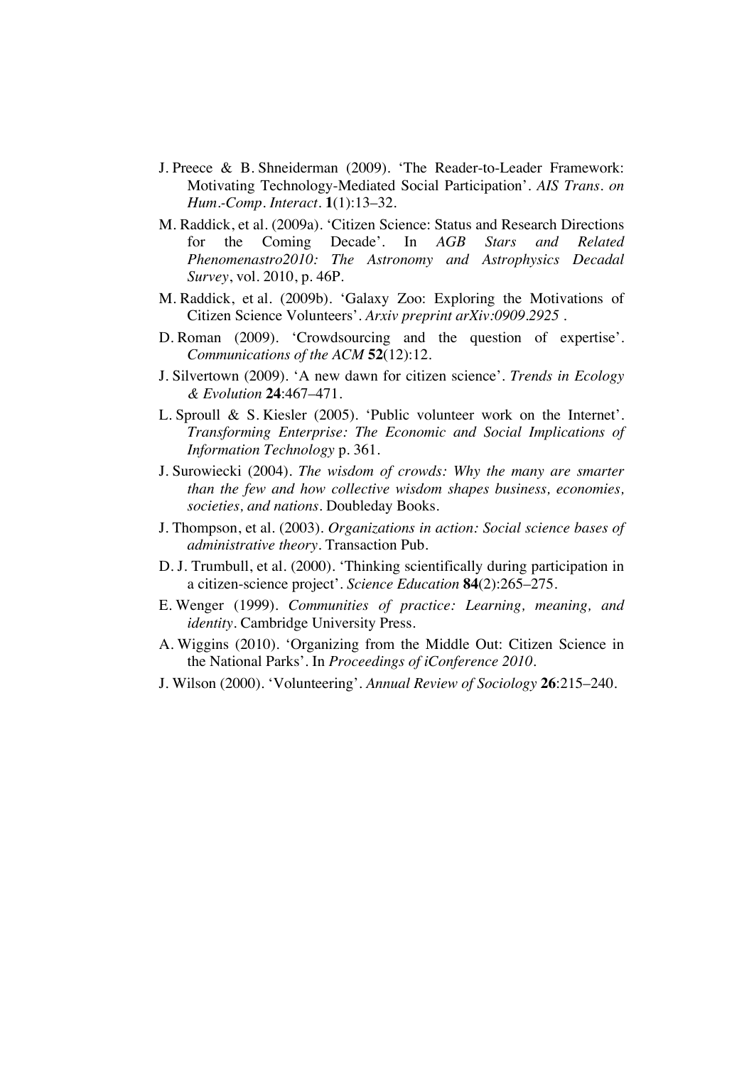J. Preece & B. Shneiderman (2009). 'The Reader-to-Leader Framework: Motivating Technology-Mediated Social Participation'. *AIS Trans. on Hum.-Comp. Interact.* **1**(1):13–32.

M. Raddick, et al. (2009a). 'Citizen Science: Status and Research Directions for the Coming Decade'. In *AGB Stars and Related Phenomenastro2010: The Astronomy and Astrophysics Decadal Survey*, vol. 2010, p. 46P.

M. Raddick, et al. (2009b). 'Galaxy Zoo: Exploring the Motivations of Citizen Science Volunteers'. *Arxiv preprint arXiv:0909.2925* .

D. Roman (2009). 'Crowdsourcing and the question of expertise'. *Communications of the ACM* **52**(12):12.

J. Silvertown (2009). 'A new dawn for citizen science'. *Trends in Ecology & Evolution* **24**:467–471.

L. Sproull & S. Kiesler (2005). 'Public volunteer work on the Internet'. *Transforming Enterprise: The Economic and Social Implications of Information Technology* p. 361.

J. Surowiecki (2004). *The wisdom of crowds: Why the many are smarter than the few and how collective wisdom shapes business, economies, societies, and nations*. Doubleday Books.

J. Thompson, et al. (2003). *Organizations in action: Social science bases of administrative theory*. Transaction Pub.

D. J. Trumbull, et al. (2000). 'Thinking scientifically during participation in a citizen-science project'. *Science Education* **84**(2):265–275.

E. Wenger (1999). *Communities of practice: Learning, meaning, and identity*. Cambridge University Press.

A. Wiggins (2010). 'Organizing from the Middle Out: Citizen Science in the National Parks'. In *Proceedings of iConference 2010*.

J. Wilson (2000). 'Volunteering'. *Annual Review of Sociology* **26**:215–240.